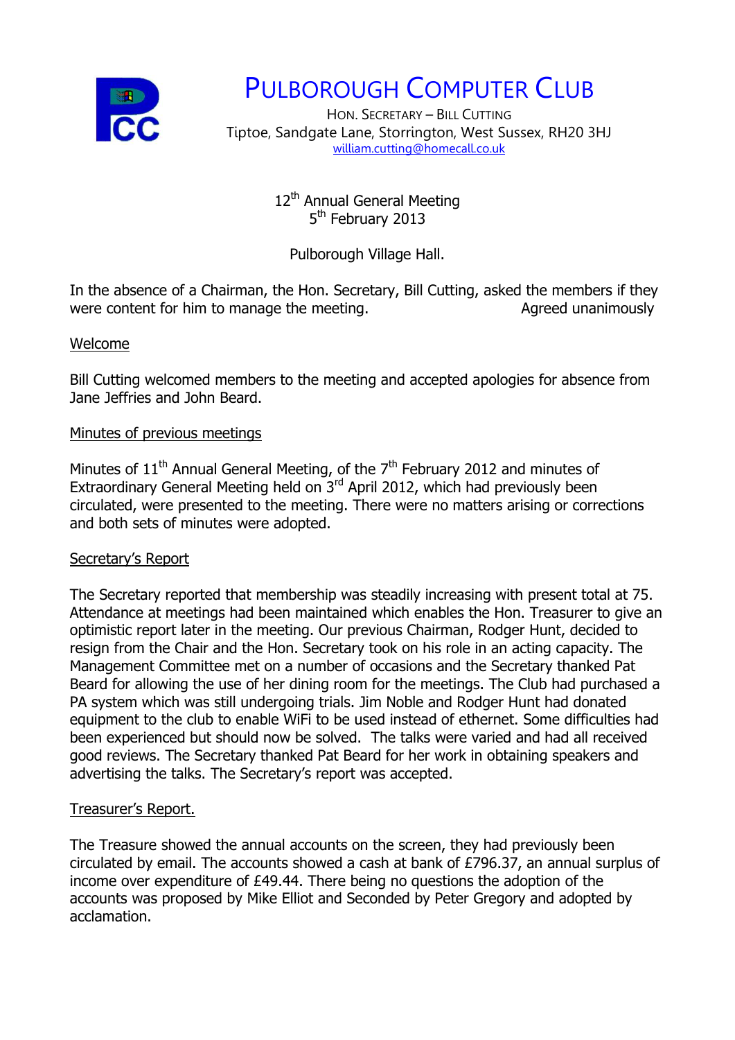# PULBOROUGH COMPUTER CLUB

HON. SECRETARY – BILL CUTTING
Tiptoe, Sandgate Lane, Storrington, West Sussex, RH20 3HJ
william.cutting@homecall.co.uk

12th Annual General Meeting
5th February 2013

Pulborough Village Hall.

In the absence of a Chairman, the Hon. Secretary, Bill Cutting, asked the members if they were content for him to manage the meeting. Agreed unanimously

## Welcome

Bill Cutting welcomed members to the meeting and accepted apologies for absence from Jane Jeffries and John Beard.

## Minutes of previous meetings

Minutes of 11th Annual General Meeting, of the 7th February 2012 and minutes of Extraordinary General Meeting held on 3rd April 2012, which had previously been circulated, were presented to the meeting. There were no matters arising or corrections and both sets of minutes were adopted.

## Secretary's Report

The Secretary reported that membership was steadily increasing with present total at 75. Attendance at meetings had been maintained which enables the Hon. Treasurer to give an optimistic report later in the meeting. Our previous Chairman, Rodger Hunt, decided to resign from the Chair and the Hon. Secretary took on his role in an acting capacity. The Management Committee met on a number of occasions and the Secretary thanked Pat Beard for allowing the use of her dining room for the meetings. The Club had purchased a PA system which was still undergoing trials. Jim Noble and Rodger Hunt had donated equipment to the club to enable WiFi to be used instead of ethernet. Some difficulties had been experienced but should now be solved. The talks were varied and had all received good reviews. The Secretary thanked Pat Beard for her work in obtaining speakers and advertising the talks. The Secretary's report was accepted.

## Treasurer's Report.

The Treasure showed the annual accounts on the screen, they had previously been circulated by email. The accounts showed a cash at bank of £796.37, an annual surplus of income over expenditure of £49.44. There being no questions the adoption of the accounts was proposed by Mike Elliot and Seconded by Peter Gregory and adopted by acclamation.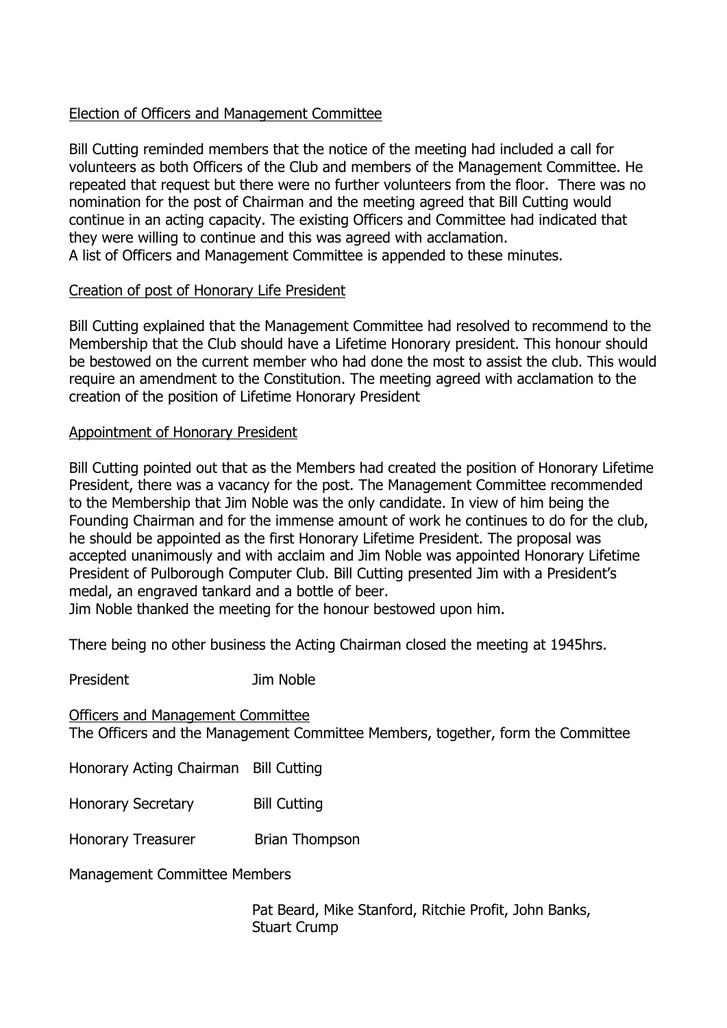Election of Officers and Management Committee

Bill Cutting reminded members that the notice of the meeting had included a call for volunteers as both Officers of the Club and members of the Management Committee. He repeated that request but there were no further volunteers from the floor. There was no nomination for the post of Chairman and the meeting agreed that Bill Cutting would continue in an acting capacity. The existing Officers and Committee had indicated that they were willing to continue and this was agreed with acclamation.
A list of Officers and Management Committee is appended to these minutes.

Creation of post of Honorary Life President

Bill Cutting explained that the Management Committee had resolved to recommend to the Membership that the Club should have a Lifetime Honorary president. This honour should be bestowed on the current member who had done the most to assist the club. This would require an amendment to the Constitution. The meeting agreed with acclamation to the creation of the position of Lifetime Honorary President

Appointment of Honorary President

Bill Cutting pointed out that as the Members had created the position of Honorary Lifetime President, there was a vacancy for the post. The Management Committee recommended to the Membership that Jim Noble was the only candidate. In view of him being the Founding Chairman and for the immense amount of work he continues to do for the club, he should be appointed as the first Honorary Lifetime President. The proposal was accepted unanimously and with acclaim and Jim Noble was appointed Honorary Lifetime President of Pulborough Computer Club. Bill Cutting presented Jim with a President's medal, an engraved tankard and a bottle of beer.
Jim Noble thanked the meeting for the honour bestowed upon him.

There being no other business the Acting Chairman closed the meeting at 1945hrs.

President Jim Noble

Officers and Management Committee
The Officers and the Management Committee Members, together, form the Committee

Honorary Acting Chairman Bill Cutting

Honorary Secretary Bill Cutting

Honorary Treasurer Brian Thompson

Management Committee Members

Pat Beard, Mike Stanford, Ritchie Profit, John Banks, Stuart Crump